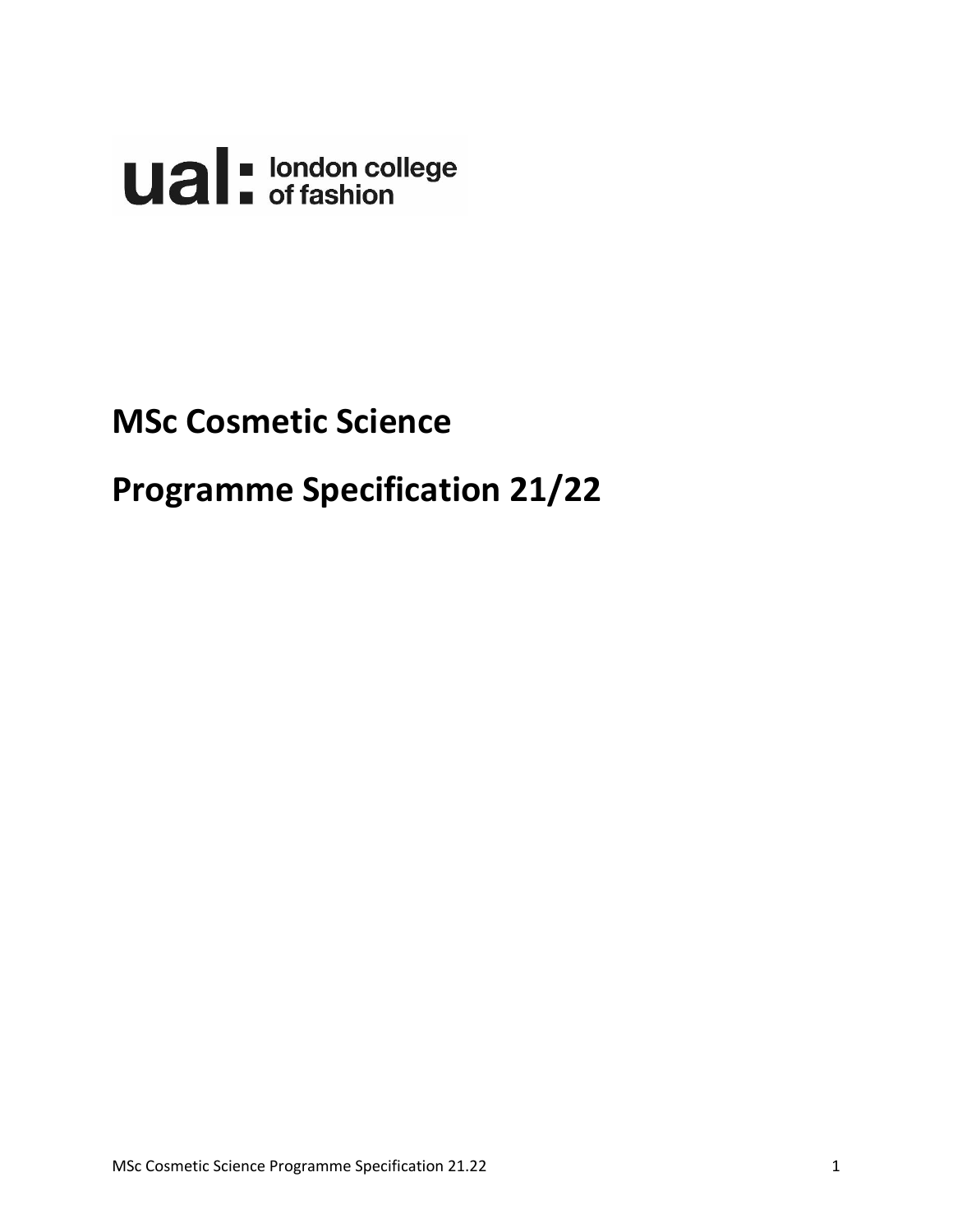ual: london college of fashion

# MSc Cosmetic Science

# Programme Specification 21/22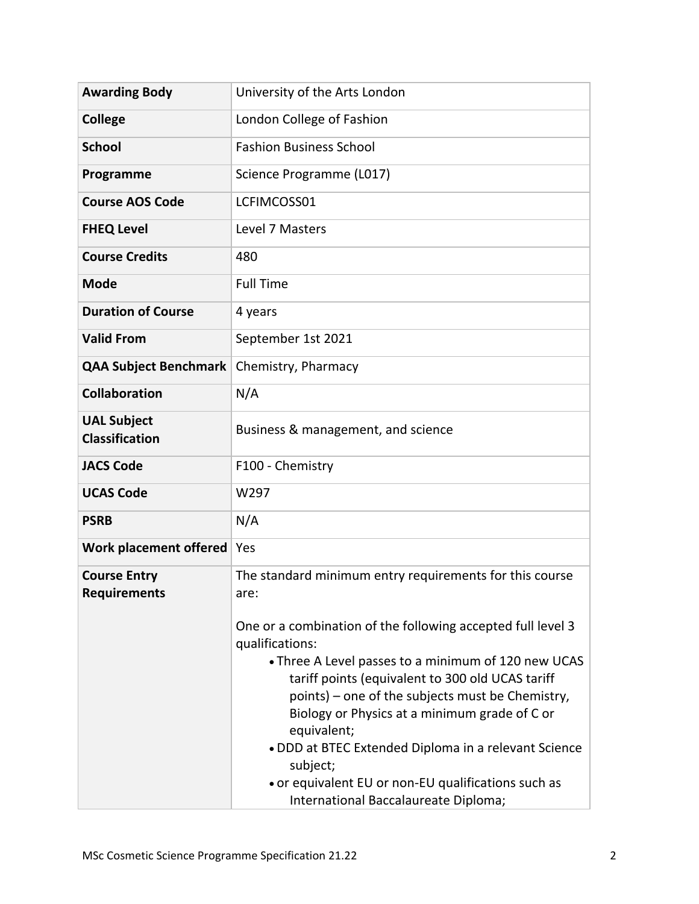| | |
|---|---|
| **Awarding Body** | University of the Arts London |
| **College** | London College of Fashion |
| **School** | Fashion Business School |
| **Programme** | Science Programme (L017) |
| **Course AOS Code** | LCFIMCOSS01 |
| **FHEQ Level** | Level 7 Masters |
| **Course Credits** | 480 |
| **Mode** | Full Time |
| **Duration of Course** | 4 years |
| **Valid From** | September 1st 2021 |
| **QAA Subject Benchmark** | Chemistry, Pharmacy |
| **Collaboration** | N/A |
| **UAL Subject Classification** | Business & management, and science |
| **JACS Code** | F100 - Chemistry |
| **UCAS Code** | W297 |
| **PSRB** | N/A |
| **Work placement offered** | Yes |
| **Course Entry Requirements** | The standard minimum entry requirements for this course are:<br><br>One or a combination of the following accepted full level 3 qualifications:<br>• Three A Level passes to a minimum of 120 new UCAS tariff points (equivalent to 300 old UCAS tariff points) – one of the subjects must be Chemistry, Biology or Physics at a minimum grade of C or equivalent;<br>• DDD at BTEC Extended Diploma in a relevant Science subject;<br>• or equivalent EU or non-EU qualifications such as International Baccalaureate Diploma; |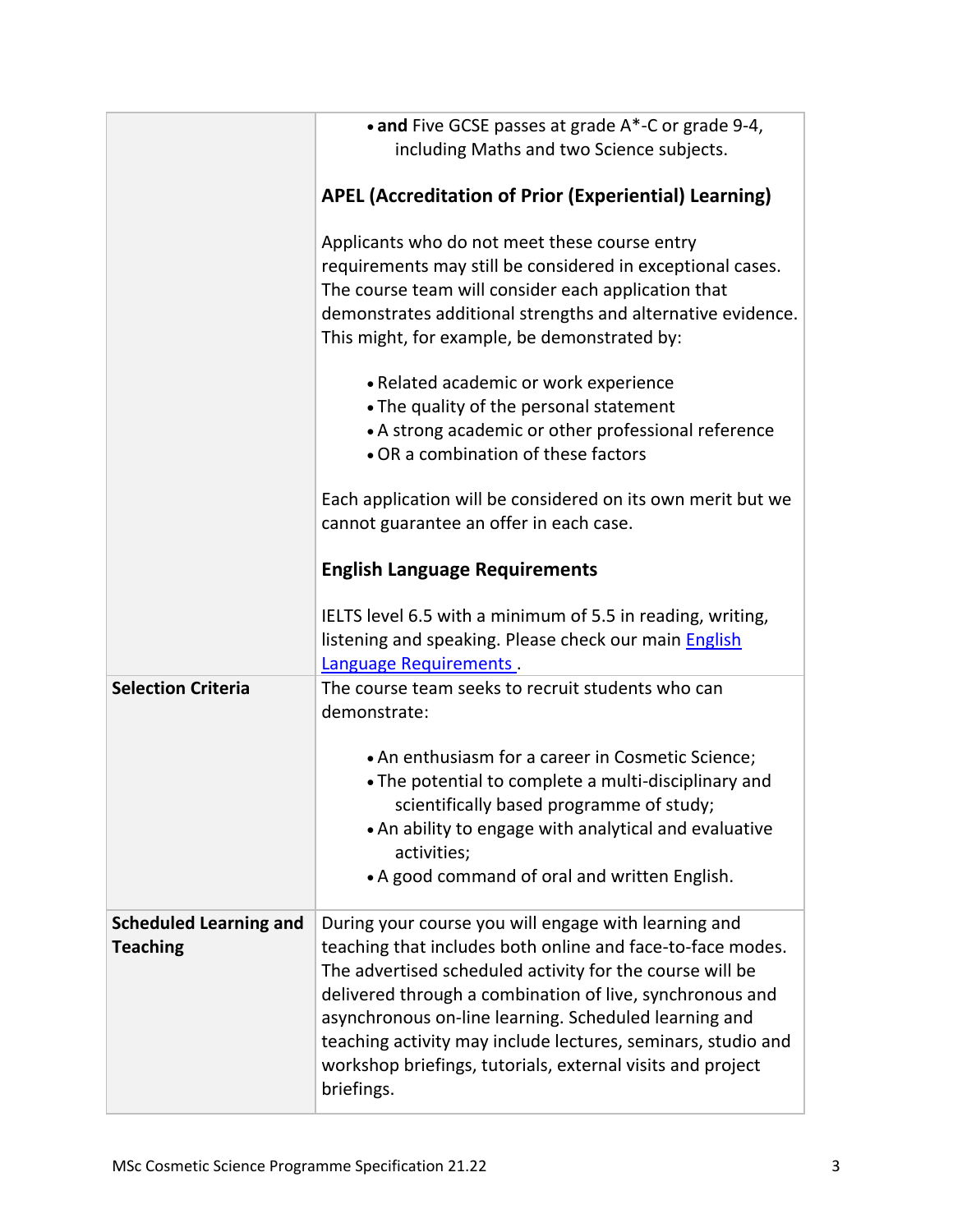| | |
|---|---|
| | • **and** Five GCSE passes at grade A*-C or grade 9-4, including Maths and two Science subjects.<br><br>**APEL (Accreditation of Prior (Experiential) Learning)**<br><br>Applicants who do not meet these course entry requirements may still be considered in exceptional cases. The course team will consider each application that demonstrates additional strengths and alternative evidence. This might, for example, be demonstrated by:<br><br>• Related academic or work experience<br>• The quality of the personal statement<br>• A strong academic or other professional reference<br>• OR a combination of these factors<br><br>Each application will be considered on its own merit but we cannot guarantee an offer in each case.<br><br>**English Language Requirements**<br><br>IELTS level 6.5 with a minimum of 5.5 in reading, writing, listening and speaking. Please check our main English Language Requirements . |
| **Selection Criteria** | The course team seeks to recruit students who can demonstrate:<br><br>• An enthusiasm for a career in Cosmetic Science;<br>• The potential to complete a multi-disciplinary and scientifically based programme of study;<br>• An ability to engage with analytical and evaluative activities;<br>• A good command of oral and written English. |
| **Scheduled Learning and Teaching** | During your course you will engage with learning and teaching that includes both online and face-to-face modes. The advertised scheduled activity for the course will be delivered through a combination of live, synchronous and asynchronous on-line learning. Scheduled learning and teaching activity may include lectures, seminars, studio and workshop briefings, tutorials, external visits and project briefings. |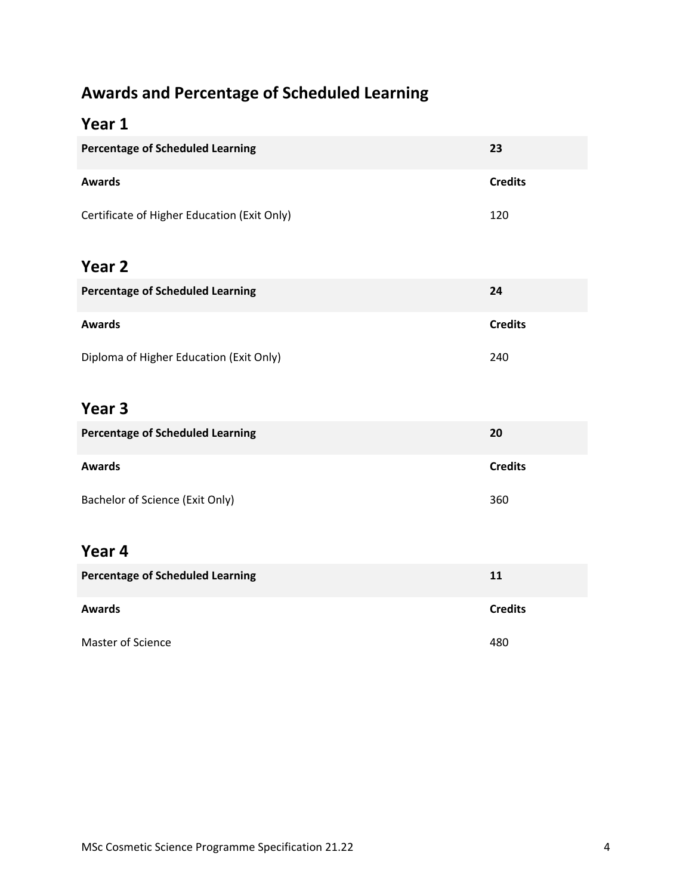## Awards and Percentage of Scheduled Learning

### Year 1

| Percentage of Scheduled Learning | 23 |
|---|---|
| **Awards** | **Credits** |
| Certificate of Higher Education (Exit Only) | 120 |

### Year 2

| Percentage of Scheduled Learning | 24 |
|---|---|
| **Awards** | **Credits** |
| Diploma of Higher Education (Exit Only) | 240 |

### Year 3

| Percentage of Scheduled Learning | 20 |
|---|---|
| **Awards** | **Credits** |
| Bachelor of Science (Exit Only) | 360 |

### Year 4

| Percentage of Scheduled Learning | 11 |
|---|---|
| **Awards** | **Credits** |
| Master of Science | 480 |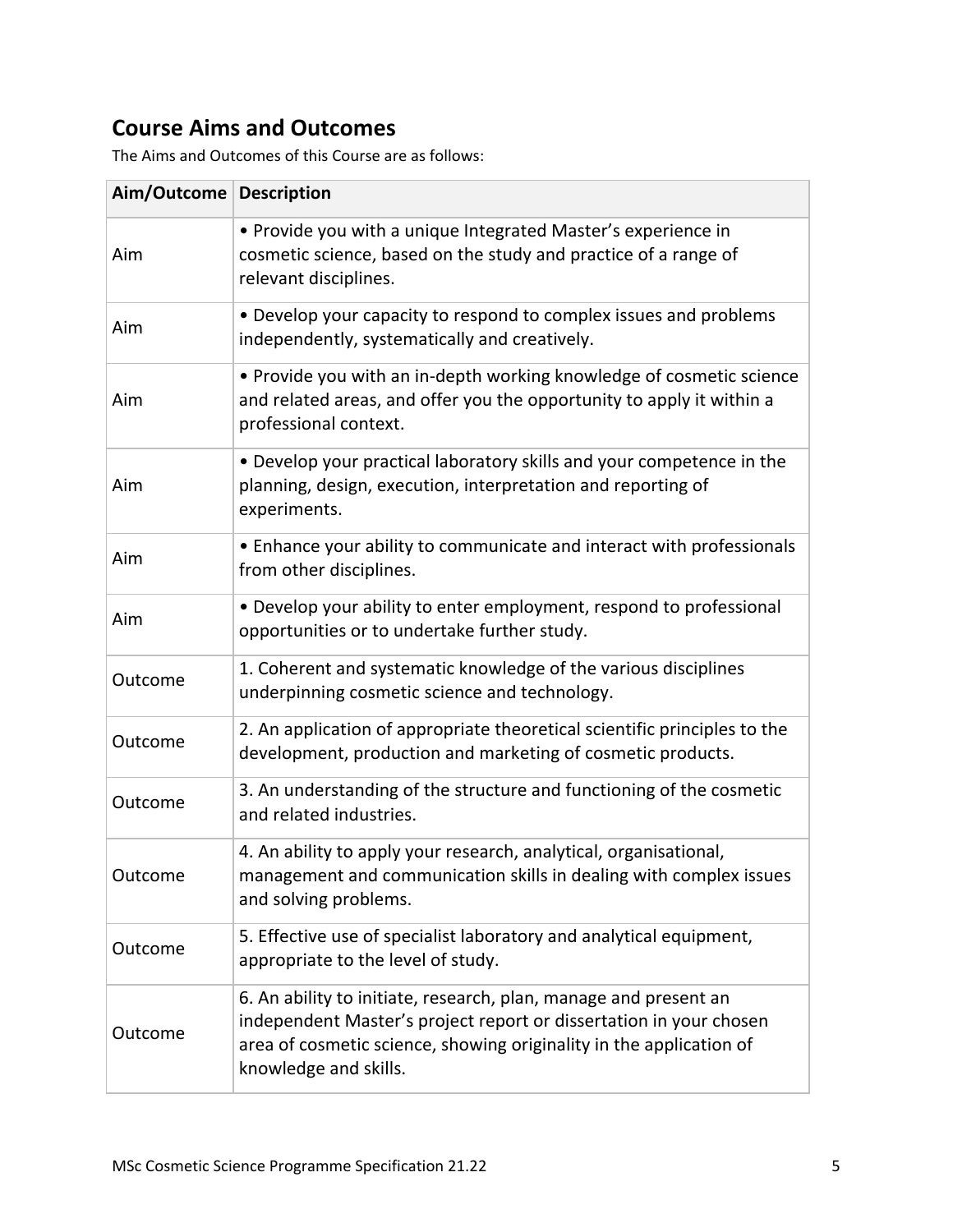## Course Aims and Outcomes

The Aims and Outcomes of this Course are as follows:

| Aim/Outcome | Description |
| --- | --- |
| Aim | • Provide you with a unique Integrated Master's experience in cosmetic science, based on the study and practice of a range of relevant disciplines. |
| Aim | • Develop your capacity to respond to complex issues and problems independently, systematically and creatively. |
| Aim | • Provide you with an in-depth working knowledge of cosmetic science and related areas, and offer you the opportunity to apply it within a professional context. |
| Aim | • Develop your practical laboratory skills and your competence in the planning, design, execution, interpretation and reporting of experiments. |
| Aim | • Enhance your ability to communicate and interact with professionals from other disciplines. |
| Aim | • Develop your ability to enter employment, respond to professional opportunities or to undertake further study. |
| Outcome | 1. Coherent and systematic knowledge of the various disciplines underpinning cosmetic science and technology. |
| Outcome | 2. An application of appropriate theoretical scientific principles to the development, production and marketing of cosmetic products. |
| Outcome | 3. An understanding of the structure and functioning of the cosmetic and related industries. |
| Outcome | 4. An ability to apply your research, analytical, organisational, management and communication skills in dealing with complex issues and solving problems. |
| Outcome | 5. Effective use of specialist laboratory and analytical equipment, appropriate to the level of study. |
| Outcome | 6. An ability to initiate, research, plan, manage and present an independent Master's project report or dissertation in your chosen area of cosmetic science, showing originality in the application of knowledge and skills. |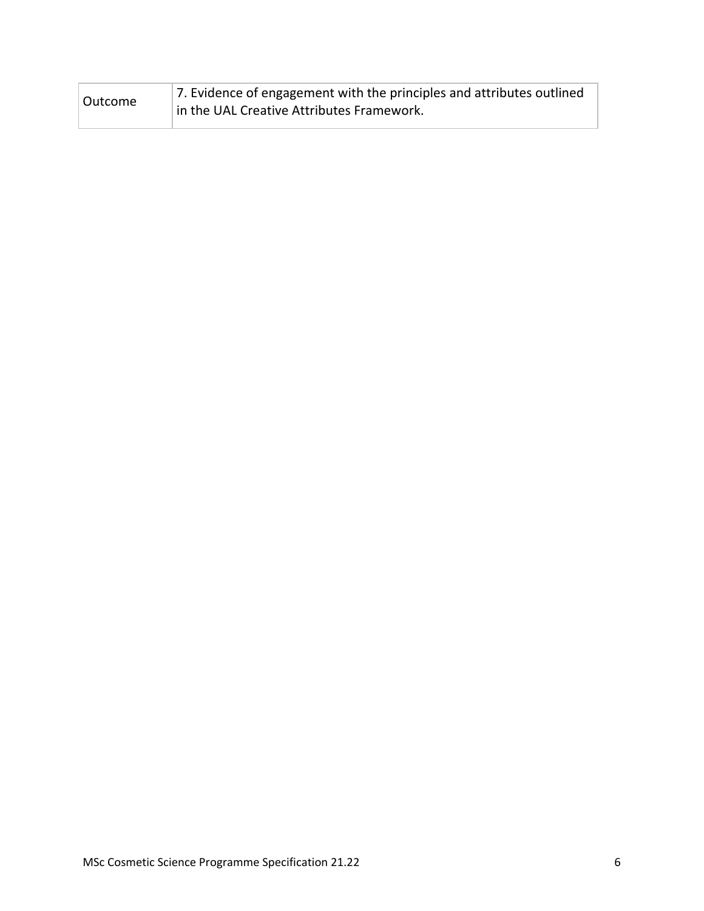| Outcome | 7. Evidence of engagement with the principles and attributes outlined in the UAL Creative Attributes Framework. |
|---|---|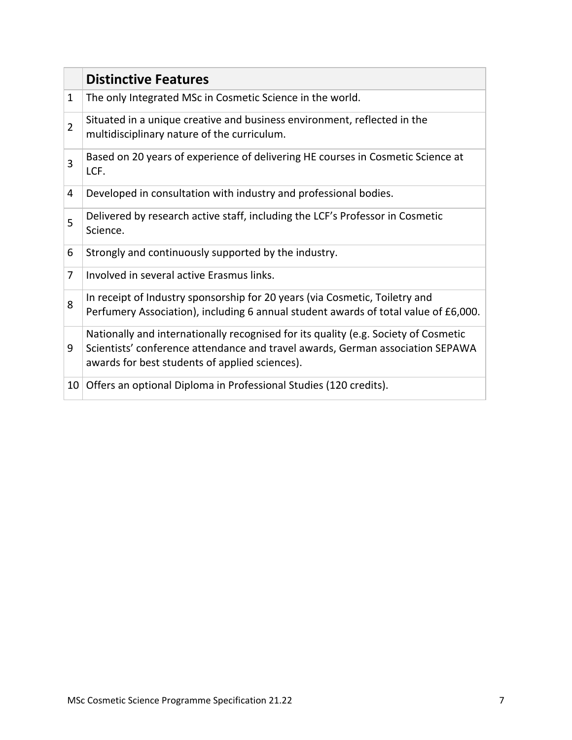| | **Distinctive Features** |
|---|---|
| 1 | The only Integrated MSc in Cosmetic Science in the world. |
| 2 | Situated in a unique creative and business environment, reflected in the multidisciplinary nature of the curriculum. |
| 3 | Based on 20 years of experience of delivering HE courses in Cosmetic Science at LCF. |
| 4 | Developed in consultation with industry and professional bodies. |
| 5 | Delivered by research active staff, including the LCF's Professor in Cosmetic Science. |
| 6 | Strongly and continuously supported by the industry. |
| 7 | Involved in several active Erasmus links. |
| 8 | In receipt of Industry sponsorship for 20 years (via Cosmetic, Toiletry and Perfumery Association), including 6 annual student awards of total value of £6,000. |
| 9 | Nationally and internationally recognised for its quality (e.g. Society of Cosmetic Scientists' conference attendance and travel awards, German association SEPAWA awards for best students of applied sciences). |
| 10 | Offers an optional Diploma in Professional Studies (120 credits). |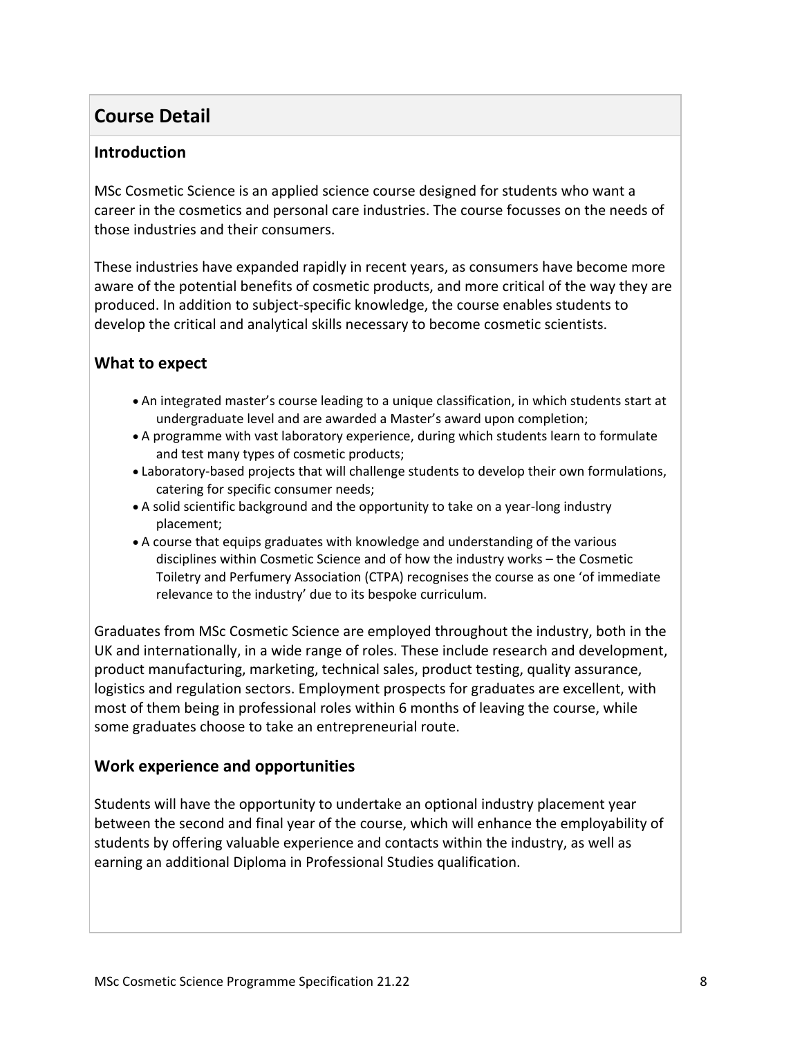## Course Detail

### Introduction

MSc Cosmetic Science is an applied science course designed for students who want a career in the cosmetics and personal care industries. The course focusses on the needs of those industries and their consumers.

These industries have expanded rapidly in recent years, as consumers have become more aware of the potential benefits of cosmetic products, and more critical of the way they are produced. In addition to subject-specific knowledge, the course enables students to develop the critical and analytical skills necessary to become cosmetic scientists.

### What to expect

- An integrated master's course leading to a unique classification, in which students start at undergraduate level and are awarded a Master's award upon completion;
- A programme with vast laboratory experience, during which students learn to formulate and test many types of cosmetic products;
- Laboratory-based projects that will challenge students to develop their own formulations, catering for specific consumer needs;
- A solid scientific background and the opportunity to take on a year-long industry placement;
- A course that equips graduates with knowledge and understanding of the various disciplines within Cosmetic Science and of how the industry works – the Cosmetic Toiletry and Perfumery Association (CTPA) recognises the course as one 'of immediate relevance to the industry' due to its bespoke curriculum.

Graduates from MSc Cosmetic Science are employed throughout the industry, both in the UK and internationally, in a wide range of roles. These include research and development, product manufacturing, marketing, technical sales, product testing, quality assurance, logistics and regulation sectors. Employment prospects for graduates are excellent, with most of them being in professional roles within 6 months of leaving the course, while some graduates choose to take an entrepreneurial route.

### Work experience and opportunities

Students will have the opportunity to undertake an optional industry placement year between the second and final year of the course, which will enhance the employability of students by offering valuable experience and contacts within the industry, as well as earning an additional Diploma in Professional Studies qualification.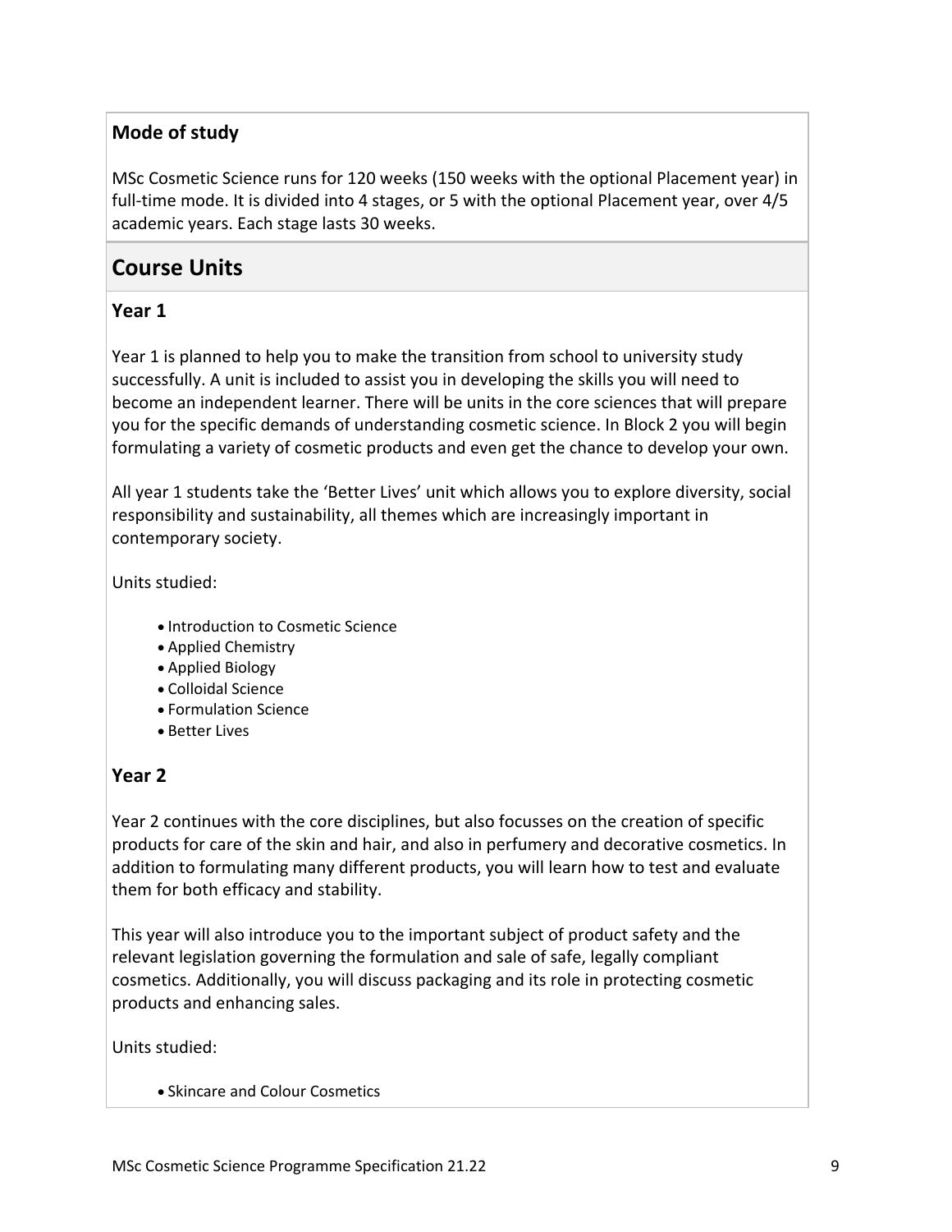### Mode of study

MSc Cosmetic Science runs for 120 weeks (150 weeks with the optional Placement year) in full-time mode. It is divided into 4 stages, or 5 with the optional Placement year, over 4/5 academic years. Each stage lasts 30 weeks.

## Course Units

### Year 1

Year 1 is planned to help you to make the transition from school to university study successfully. A unit is included to assist you in developing the skills you will need to become an independent learner. There will be units in the core sciences that will prepare you for the specific demands of understanding cosmetic science. In Block 2 you will begin formulating a variety of cosmetic products and even get the chance to develop your own.

All year 1 students take the 'Better Lives' unit which allows you to explore diversity, social responsibility and sustainability, all themes which are increasingly important in contemporary society.

Units studied:

- Introduction to Cosmetic Science
- Applied Chemistry
- Applied Biology
- Colloidal Science
- Formulation Science
- Better Lives

### Year 2

Year 2 continues with the core disciplines, but also focusses on the creation of specific products for care of the skin and hair, and also in perfumery and decorative cosmetics. In addition to formulating many different products, you will learn how to test and evaluate them for both efficacy and stability.

This year will also introduce you to the important subject of product safety and the relevant legislation governing the formulation and sale of safe, legally compliant cosmetics. Additionally, you will discuss packaging and its role in protecting cosmetic products and enhancing sales.

Units studied:

- Skincare and Colour Cosmetics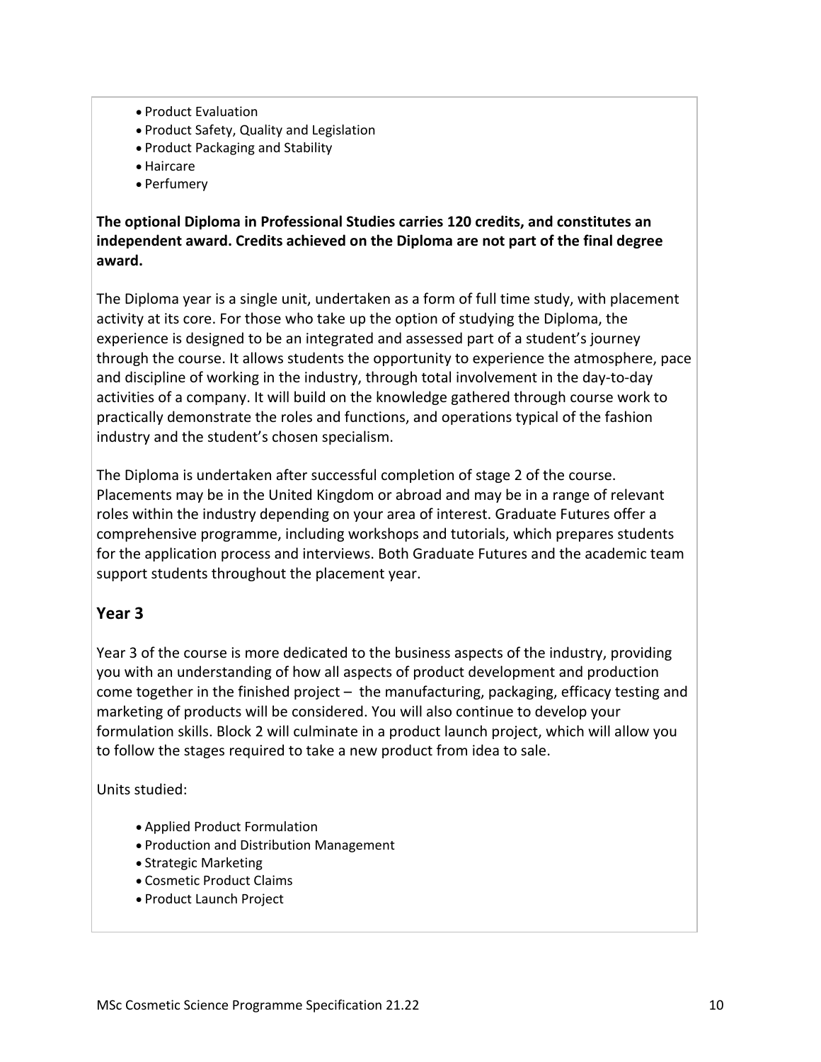- Product Evaluation
- Product Safety, Quality and Legislation
- Product Packaging and Stability
- Haircare
- Perfumery

**The optional Diploma in Professional Studies carries 120 credits, and constitutes an independent award. Credits achieved on the Diploma are not part of the final degree award.**

The Diploma year is a single unit, undertaken as a form of full time study, with placement activity at its core. For those who take up the option of studying the Diploma, the experience is designed to be an integrated and assessed part of a student's journey through the course. It allows students the opportunity to experience the atmosphere, pace and discipline of working in the industry, through total involvement in the day-to-day activities of a company. It will build on the knowledge gathered through course work to practically demonstrate the roles and functions, and operations typical of the fashion industry and the student's chosen specialism.

The Diploma is undertaken after successful completion of stage 2 of the course. Placements may be in the United Kingdom or abroad and may be in a range of relevant roles within the industry depending on your area of interest. Graduate Futures offer a comprehensive programme, including workshops and tutorials, which prepares students for the application process and interviews. Both Graduate Futures and the academic team support students throughout the placement year.

## Year 3

Year 3 of the course is more dedicated to the business aspects of the industry, providing you with an understanding of how all aspects of product development and production come together in the finished project – the manufacturing, packaging, efficacy testing and marketing of products will be considered. You will also continue to develop your formulation skills. Block 2 will culminate in a product launch project, which will allow you to follow the stages required to take a new product from idea to sale.

Units studied:

- Applied Product Formulation
- Production and Distribution Management
- Strategic Marketing
- Cosmetic Product Claims
- Product Launch Project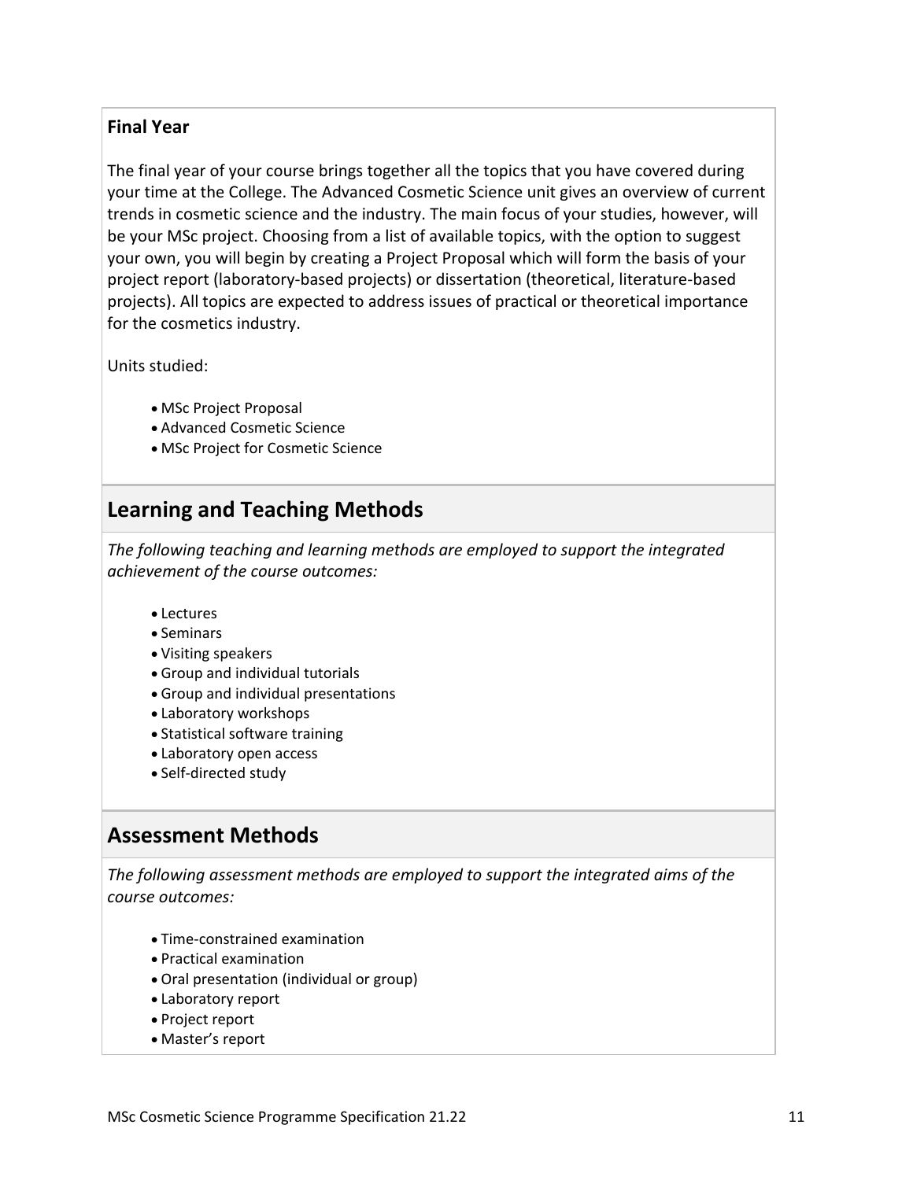**Final Year**

The final year of your course brings together all the topics that you have covered during your time at the College. The Advanced Cosmetic Science unit gives an overview of current trends in cosmetic science and the industry. The main focus of your studies, however, will be your MSc project. Choosing from a list of available topics, with the option to suggest your own, you will begin by creating a Project Proposal which will form the basis of your project report (laboratory-based projects) or dissertation (theoretical, literature-based projects). All topics are expected to address issues of practical or theoretical importance for the cosmetics industry.

Units studied:

- MSc Project Proposal
- Advanced Cosmetic Science
- MSc Project for Cosmetic Science

## Learning and Teaching Methods

*The following teaching and learning methods are employed to support the integrated achievement of the course outcomes:*

- Lectures
- Seminars
- Visiting speakers
- Group and individual tutorials
- Group and individual presentations
- Laboratory workshops
- Statistical software training
- Laboratory open access
- Self-directed study

## Assessment Methods

*The following assessment methods are employed to support the integrated aims of the course outcomes:*

- Time-constrained examination
- Practical examination
- Oral presentation (individual or group)
- Laboratory report
- Project report
- Master's report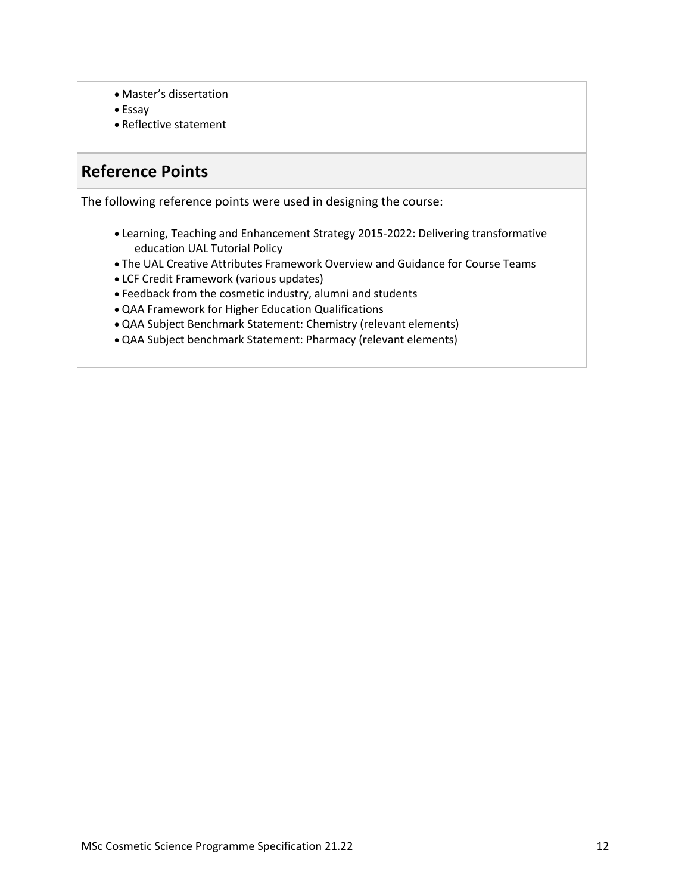- Master's dissertation
- Essay
- Reflective statement

## Reference Points

The following reference points were used in designing the course:

- Learning, Teaching and Enhancement Strategy 2015-2022: Delivering transformative education UAL Tutorial Policy
- The UAL Creative Attributes Framework Overview and Guidance for Course Teams
- LCF Credit Framework (various updates)
- Feedback from the cosmetic industry, alumni and students
- QAA Framework for Higher Education Qualifications
- QAA Subject Benchmark Statement: Chemistry (relevant elements)
- QAA Subject benchmark Statement: Pharmacy (relevant elements)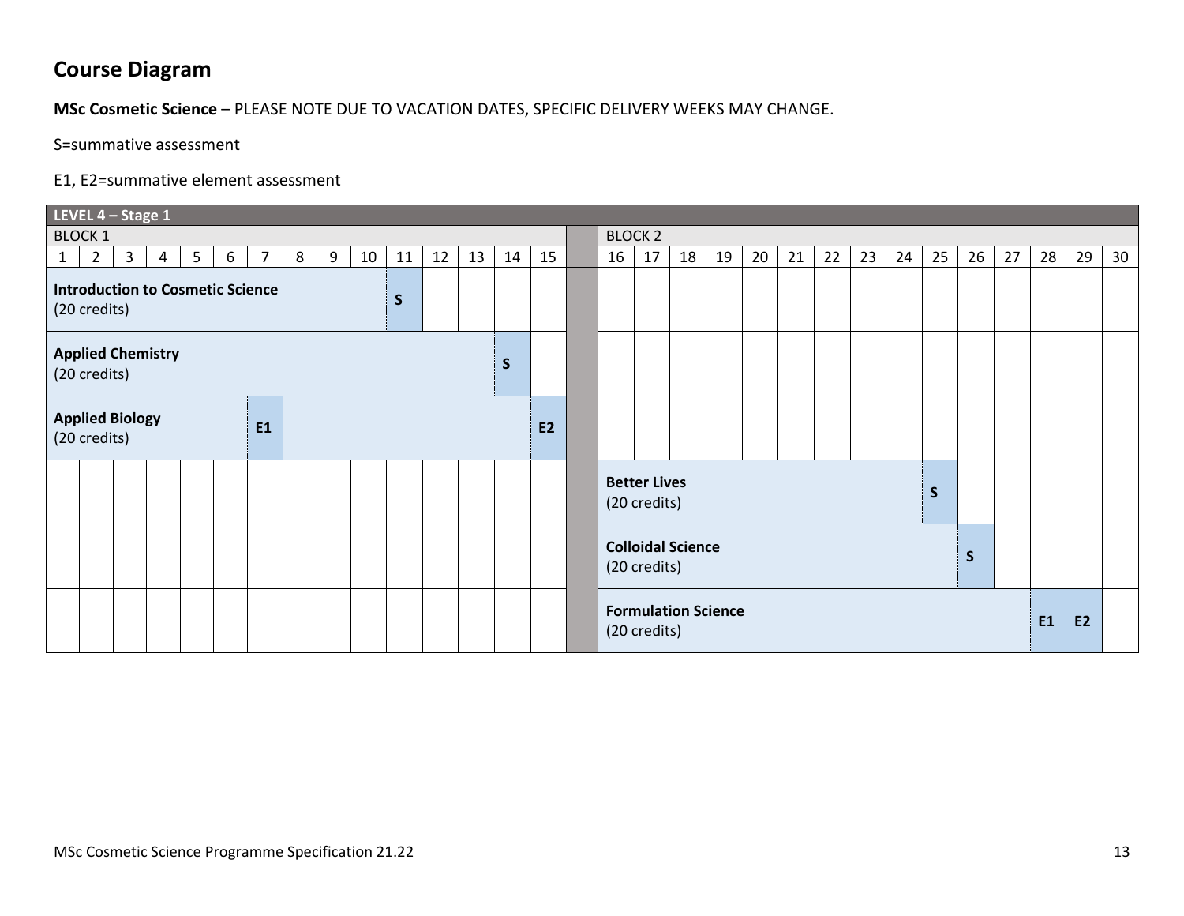## Course Diagram

**MSc Cosmetic Science** – PLEASE NOTE DUE TO VACATION DATES, SPECIFIC DELIVERY WEEKS MAY CHANGE.

S=summative assessment

E1, E2=summative element assessment

| LEVEL 4 – Stage 1 | | | | | | | | | | | | | | | | | | | | | | | | | | | | | |
|---|---|---|---|---|---|---|---|---|---|---|---|---|---|---|---|---|---|---|---|---|---|---|---|---|---|---|---|---|---|
| BLOCK 1 | | | | | | | | | | | | | | | BLOCK 2 | | | | | | | | | | | | | | |
| 1 | 2 | 3 | 4 | 5 | 6 | 7 | 8 | 9 | 10 | 11 | 12 | 13 | 14 | 15 | 16 | 17 | 18 | 19 | 20 | 21 | 22 | 23 | 24 | 25 | 26 | 27 | 28 | 29 | 30 |
| **Introduction to Cosmetic Science** (20 credits) | | | | | | | | | | **S** | | | | | | | | | | | | | | | | | | | |
| **Applied Chemistry** (20 credits) | | | | | | | | | | | | | **S** | | | | | | | | | | | | | | | | |
| **Applied Biology** (20 credits) | | | | | | **E1** | | | | | | | | **E2** | | | | | | | | | | | | | | | |
| | | | | | | | | | | | | | | | **Better Lives** (20 credits) | | | | | | | | | **S** | | | | | |
| | | | | | | | | | | | | | | | **Colloidal Science** (20 credits) | | | | | | | | | | **S** | | | | |
| | | | | | | | | | | | | | | | **Formulation Science** (20 credits) | | | | | | | | | | | | **E1** | **E2** | |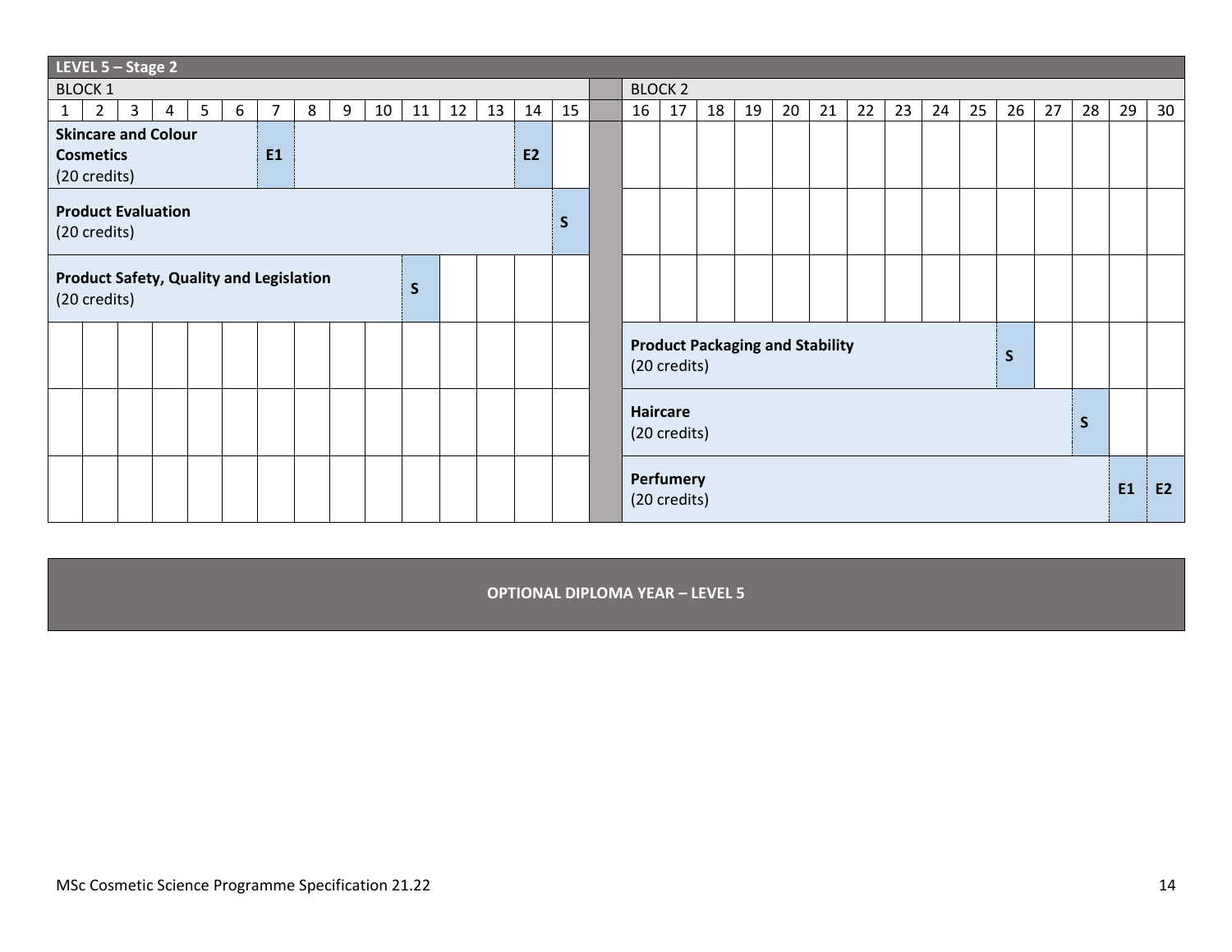**LEVEL 5 – Stage 2**

| BLOCK 1 | | | | | | | | | | | | | | | | BLOCK 2 | | | | | | | | | | | | | | |
|---|---|---|---|---|---|---|---|---|---|---|---|---|---|---|---|---|---|---|---|---|---|---|---|---|---|---|---|---|---|---|
| 1 | 2 | 3 | 4 | 5 | 6 | 7 | 8 | 9 | 10 | 11 | 12 | 13 | 14 | 15 | | 16 | 17 | 18 | 19 | 20 | 21 | 22 | 23 | 24 | 25 | 26 | 27 | 28 | 29 | 30 |
| **Skincare and Colour Cosmetics** (20 credits) | | | | | | **E1** | | | | | | | **E2** | | | | | | | | | | | | | | | | | |
| **Product Evaluation** (20 credits) | | | | | | | | | | | | | | **S** | | | | | | | | | | | | | | | | |
| **Product Safety, Quality and Legislation** (20 credits) | | | | | | | | | | **S** | | | | | | | | | | | | | | | | | | | | |
| | | | | | | | | | | | | | | | | **Product Packaging and Stability** (20 credits) | | | | | | | | | | **S** | | | | |
| | | | | | | | | | | | | | | | | **Haircare** (20 credits) | | | | | | | | | | | | **S** | | |
| | | | | | | | | | | | | | | | | **Perfumery** (20 credits) | | | | | | | | | | | | | **E1** | **E2** |

**OPTIONAL DIPLOMA YEAR – LEVEL 5**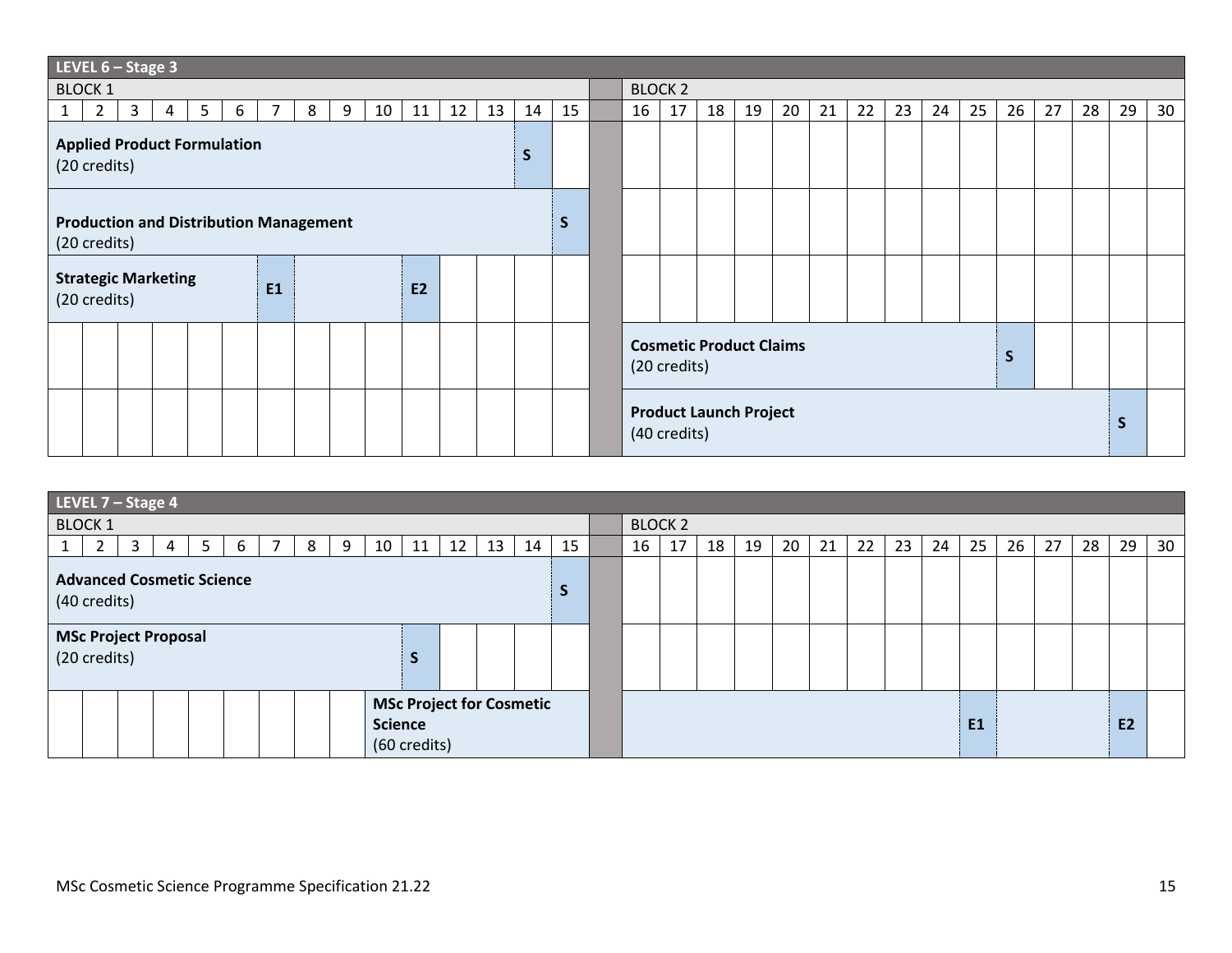| LEVEL 6 – Stage 3 | | | | | | | | | | | | | | | | | | | | | | | | | | | | | |
|---|---|---|---|---|---|---|---|---|---|---|---|---|---|---|---|---|---|---|---|---|---|---|---|---|---|---|---|---|---|
| BLOCK 1 | | | | | | | | | | | | | | | BLOCK 2 | | | | | | | | | | | | | | |
| 1 | 2 | 3 | 4 | 5 | 6 | 7 | 8 | 9 | 10 | 11 | 12 | 13 | 14 | 15 | 16 | 17 | 18 | 19 | 20 | 21 | 22 | 23 | 24 | 25 | 26 | 27 | 28 | 29 | 30 |
| **Applied Product Formulation** (20 credits) | | | | | | | | | | | | | **S** | | | | | | | | | | | | | | | | |
| **Production and Distribution Management** (20 credits) | | | | | | | | | | | | | | **S** | | | | | | | | | | | | | | | |
| **Strategic Marketing** (20 credits) | | | | | | **E1** | | | | **E2** | | | | | | | | | | | | | | | | | | | |
| | | | | | | | | | | | | | | | **Cosmetic Product Claims** (20 credits) | | | | | | | | | | **S** | | | | |
| | | | | | | | | | | | | | | | **Product Launch Project** (40 credits) | | | | | | | | | | | | | **S** | |

| LEVEL 7 – Stage 4 | | | | | | | | | | | | | | | | | | | | | | | | | | | | | |
|---|---|---|---|---|---|---|---|---|---|---|---|---|---|---|---|---|---|---|---|---|---|---|---|---|---|---|---|---|---|
| BLOCK 1 | | | | | | | | | | | | | | | BLOCK 2 | | | | | | | | | | | | | | |
| 1 | 2 | 3 | 4 | 5 | 6 | 7 | 8 | 9 | 10 | 11 | 12 | 13 | 14 | 15 | 16 | 17 | 18 | 19 | 20 | 21 | 22 | 23 | 24 | 25 | 26 | 27 | 28 | 29 | 30 |
| **Advanced Cosmetic Science** (40 credits) | | | | | | | | | | | | | | **S** | | | | | | | | | | | | | | | |
| **MSc Project Proposal** (20 credits) | | | | | | | | | | **S** | | | | | | | | | | | | | | | | | | | |
| | | | | | | | | | **MSc Project for Cosmetic Science** (60 credits) | | | | | | | | | | | | | | | **E1** | | | | **E2** | |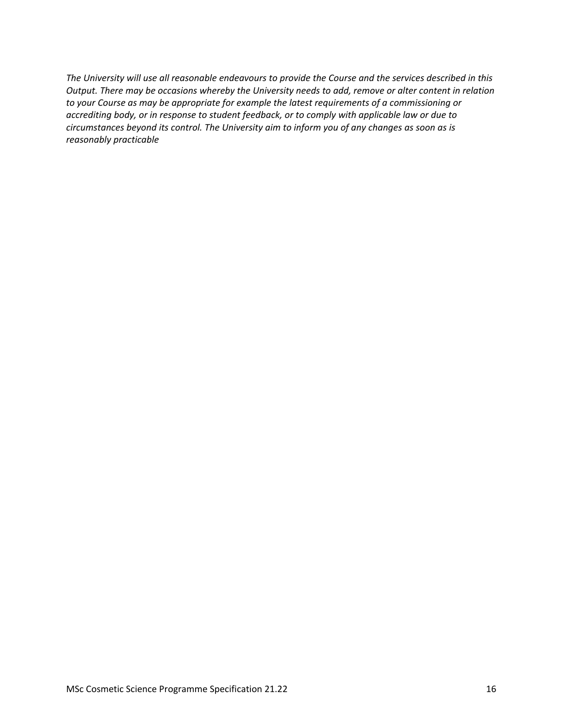*The University will use all reasonable endeavours to provide the Course and the services described in this Output. There may be occasions whereby the University needs to add, remove or alter content in relation to your Course as may be appropriate for example the latest requirements of a commissioning or accrediting body, or in response to student feedback, or to comply with applicable law or due to circumstances beyond its control. The University aim to inform you of any changes as soon as is reasonably practicable*